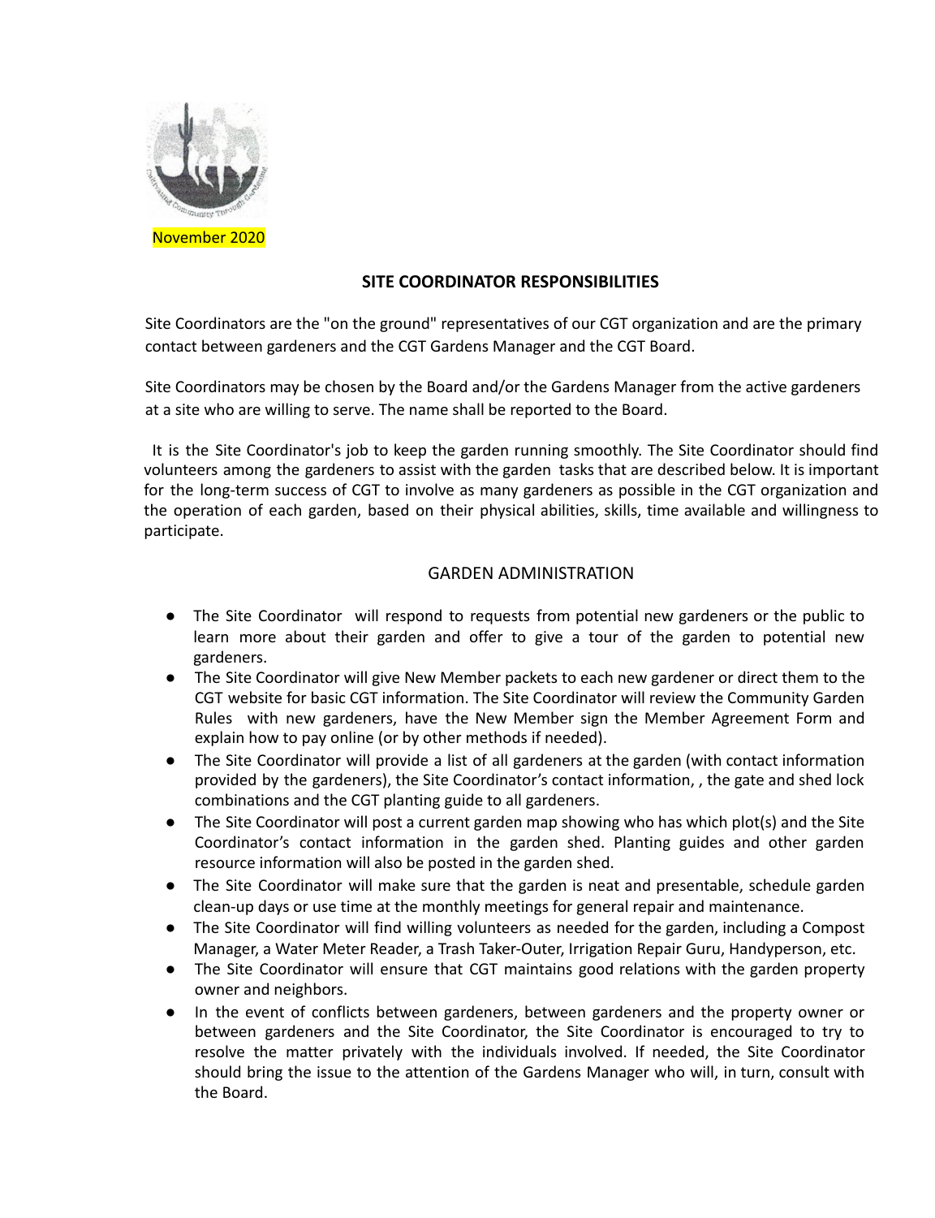November 2020

**SITE COORDINATOR RESPONSIBILITIES**

Site Coordinators are the "on the ground" representatives of our CGT organization and are the primary contact between gardeners and the CGT Gardens Manager and the CGT Board.

Site Coordinators may be chosen by the Board and/or the Gardens Manager from the active gardeners at a site who are willing to serve. The name shall be reported to the Board.

It is the Site Coordinator's job to keep the garden running smoothly. The Site Coordinator should find volunteers among the gardeners to assist with the garden tasks that are described below. It is important for the long-term success of CGT to involve as many gardeners as possible in the CGT organization and the operation of each garden, based on their physical abilities, skills, time available and willingness to participate.

## GARDEN ADMINISTRATION

- The Site Coordinator will respond to requests from potential new gardeners or the public to learn more about their garden and offer to give a tour of the garden to potential new gardeners.
- The Site Coordinator will give New Member packets to each new gardener or direct them to the CGT website for basic CGT information. The Site Coordinator will review the Community Garden Rules with new gardeners, have the New Member sign the Member Agreement Form and explain how to pay online (or by other methods if needed).
- The Site Coordinator will provide a list of all gardeners at the garden (with contact information provided by the gardeners), the Site Coordinator's contact information, , the gate and shed lock combinations and the CGT planting guide to all gardeners.
- The Site Coordinator will post a current garden map showing who has which plot(s) and the Site Coordinator's contact information in the garden shed. Planting guides and other garden resource information will also be posted in the garden shed.
- The Site Coordinator will make sure that the garden is neat and presentable, schedule garden clean-up days or use time at the monthly meetings for general repair and maintenance.
- The Site Coordinator will find willing volunteers as needed for the garden, including a Compost Manager, a Water Meter Reader, a Trash Taker-Outer, Irrigation Repair Guru, Handyperson, etc.
- The Site Coordinator will ensure that CGT maintains good relations with the garden property owner and neighbors.
- In the event of conflicts between gardeners, between gardeners and the property owner or between gardeners and the Site Coordinator, the Site Coordinator is encouraged to try to resolve the matter privately with the individuals involved. If needed, the Site Coordinator should bring the issue to the attention of the Gardens Manager who will, in turn, consult with the Board.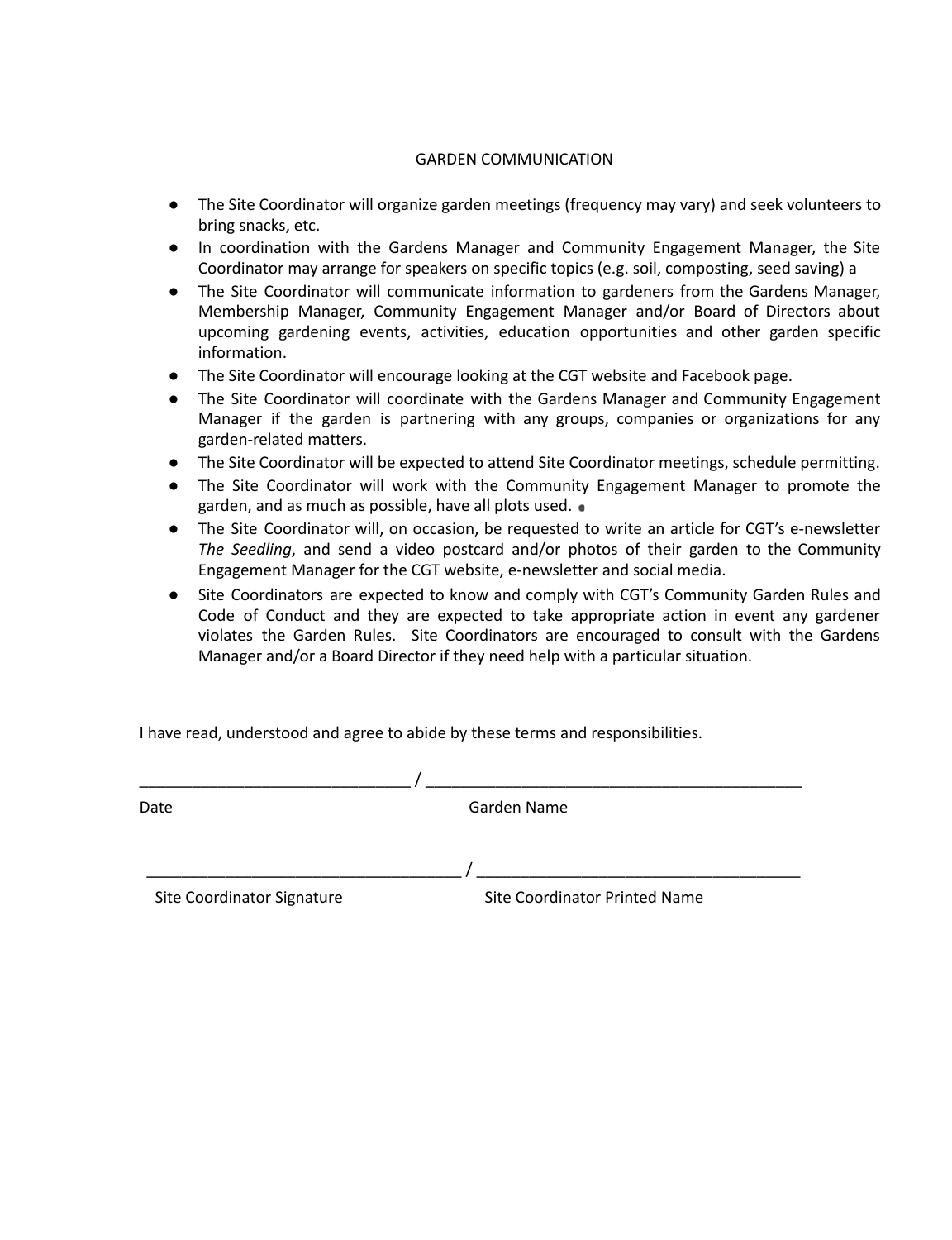## GARDEN COMMUNICATION

- The Site Coordinator will organize garden meetings (frequency may vary) and seek volunteers to bring snacks, etc.
- In coordination with the Gardens Manager and Community Engagement Manager, the Site Coordinator may arrange for speakers on specific topics (e.g. soil, composting, seed saving) a
- The Site Coordinator will communicate information to gardeners from the Gardens Manager, Membership Manager, Community Engagement Manager and/or Board of Directors about upcoming gardening events, activities, education opportunities and other garden specific information.
- The Site Coordinator will encourage looking at the CGT website and Facebook page.
- The Site Coordinator will coordinate with the Gardens Manager and Community Engagement Manager if the garden is partnering with any groups, companies or organizations for any garden-related matters.
- The Site Coordinator will be expected to attend Site Coordinator meetings, schedule permitting.
- The Site Coordinator will work with the Community Engagement Manager to promote the garden, and as much as possible, have all plots used.
- The Site Coordinator will, on occasion, be requested to write an article for CGT's e-newsletter *The Seedling*, and send a video postcard and/or photos of their garden to the Community Engagement Manager for the CGT website, e-newsletter and social media.
- Site Coordinators are expected to know and comply with CGT's Community Garden Rules and Code of Conduct and they are expected to take appropriate action in event any gardener violates the Garden Rules. Site Coordinators are encouraged to consult with the Gardens Manager and/or a Board Director if they need help with a particular situation.

I have read, understood and agree to abide by these terms and responsibilities.

______________________________ / ________________________________________

Date Garden Name

___________________________________ / ___________________________________

Site Coordinator Signature Site Coordinator Printed Name